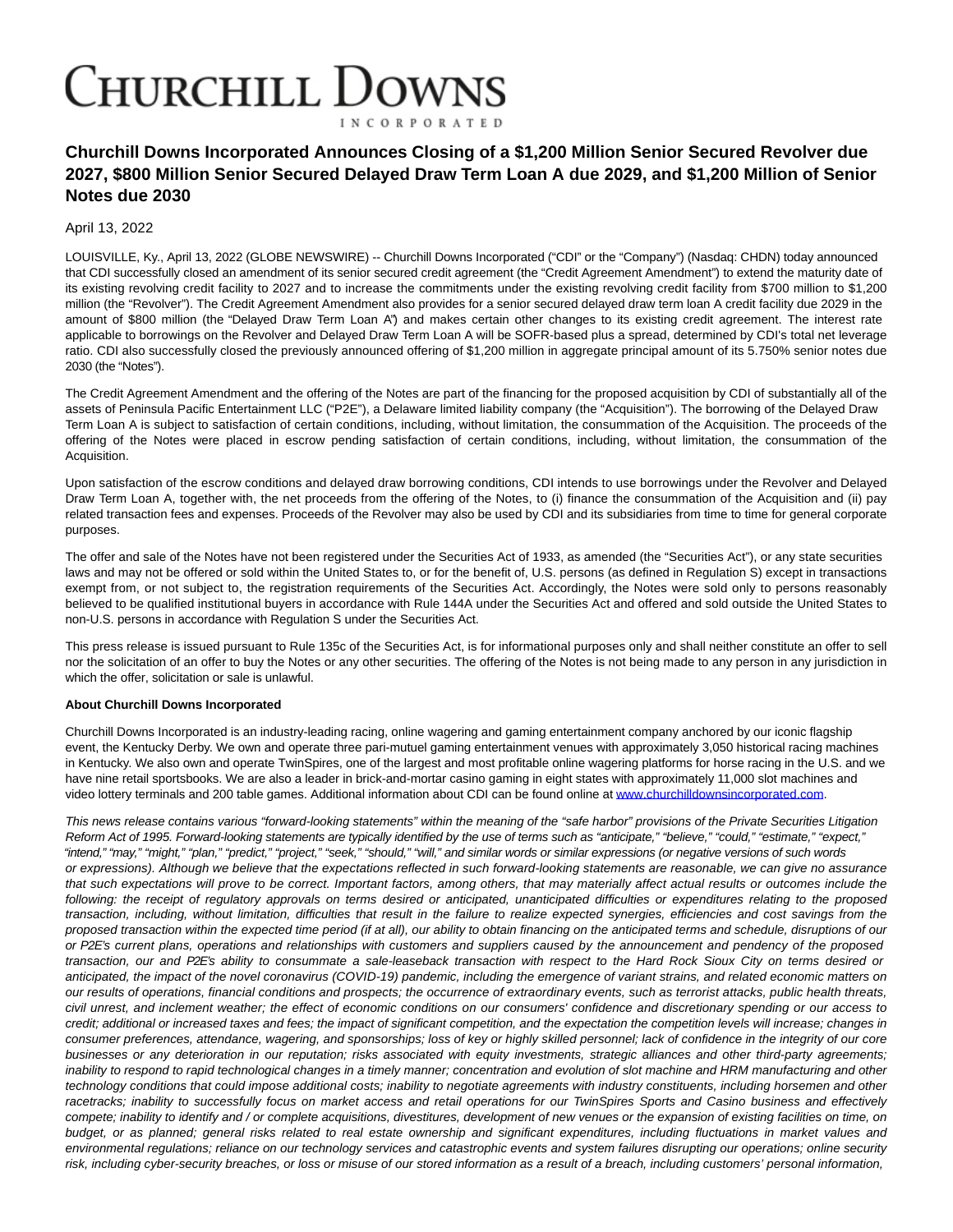# Churchill Downs Incorporated

## Churchill Downs Incorporated Announces Closing of a $1,200 Million Senior Secured Revolver due 2027, $800 Million Senior Secured Delayed Draw Term Loan A due 2029, and $1,200 Million of Senior Notes due 2030

April 13, 2022

LOUISVILLE, Ky., April 13, 2022 (GLOBE NEWSWIRE) -- Churchill Downs Incorporated ("CDI" or the "Company") (Nasdaq: CHDN) today announced that CDI successfully closed an amendment of its senior secured credit agreement (the "Credit Agreement Amendment") to extend the maturity date of its existing revolving credit facility to 2027 and to increase the commitments under the existing revolving credit facility from $700 million to $1,200 million (the "Revolver"). The Credit Agreement Amendment also provides for a senior secured delayed draw term loan A credit facility due 2029 in the amount of $800 million (the "Delayed Draw Term Loan A") and makes certain other changes to its existing credit agreement. The interest rate applicable to borrowings on the Revolver and Delayed Draw Term Loan A will be SOFR-based plus a spread, determined by CDI's total net leverage ratio. CDI also successfully closed the previously announced offering of $1,200 million in aggregate principal amount of its 5.750% senior notes due 2030 (the "Notes").

The Credit Agreement Amendment and the offering of the Notes are part of the financing for the proposed acquisition by CDI of substantially all of the assets of Peninsula Pacific Entertainment LLC ("P2E"), a Delaware limited liability company (the "Acquisition"). The borrowing of the Delayed Draw Term Loan A is subject to satisfaction of certain conditions, including, without limitation, the consummation of the Acquisition. The proceeds of the offering of the Notes were placed in escrow pending satisfaction of certain conditions, including, without limitation, the consummation of the Acquisition.

Upon satisfaction of the escrow conditions and delayed draw borrowing conditions, CDI intends to use borrowings under the Revolver and Delayed Draw Term Loan A, together with, the net proceeds from the offering of the Notes, to (i) finance the consummation of the Acquisition and (ii) pay related transaction fees and expenses. Proceeds of the Revolver may also be used by CDI and its subsidiaries from time to time for general corporate purposes.

The offer and sale of the Notes have not been registered under the Securities Act of 1933, as amended (the "Securities Act"), or any state securities laws and may not be offered or sold within the United States to, or for the benefit of, U.S. persons (as defined in Regulation S) except in transactions exempt from, or not subject to, the registration requirements of the Securities Act. Accordingly, the Notes were sold only to persons reasonably believed to be qualified institutional buyers in accordance with Rule 144A under the Securities Act and offered and sold outside the United States to non-U.S. persons in accordance with Regulation S under the Securities Act.

This press release is issued pursuant to Rule 135c of the Securities Act, is for informational purposes only and shall neither constitute an offer to sell nor the solicitation of an offer to buy the Notes or any other securities. The offering of the Notes is not being made to any person in any jurisdiction in which the offer, solicitation or sale is unlawful.

**About Churchill Downs Incorporated**

Churchill Downs Incorporated is an industry-leading racing, online wagering and gaming entertainment company anchored by our iconic flagship event, the Kentucky Derby. We own and operate three pari-mutuel gaming entertainment venues with approximately 3,050 historical racing machines in Kentucky. We also own and operate TwinSpires, one of the largest and most profitable online wagering platforms for horse racing in the U.S. and we have nine retail sportsbooks. We are also a leader in brick-and-mortar casino gaming in eight states with approximately 11,000 slot machines and video lottery terminals and 200 table games. Additional information about CDI can be found online at [www.churchilldownsincorporated.com](http://www.churchilldownsincorporated.com).

*This news release contains various "forward-looking statements" within the meaning of the "safe harbor" provisions of the Private Securities Litigation Reform Act of 1995. Forward-looking statements are typically identified by the use of terms such as "anticipate," "believe," "could," "estimate," "expect," "intend," "may," "might," "plan," "predict," "project," "seek," "should," "will," and similar words or similar expressions (or negative versions of such words or expressions). Although we believe that the expectations reflected in such forward-looking statements are reasonable, we can give no assurance that such expectations will prove to be correct. Important factors, among others, that may materially affect actual results or outcomes include the following: the receipt of regulatory approvals on terms desired or anticipated, unanticipated difficulties or expenditures relating to the proposed transaction, including, without limitation, difficulties that result in the failure to realize expected synergies, efficiencies and cost savings from the proposed transaction within the expected time period (if at all), our ability to obtain financing on the anticipated terms and schedule, disruptions of our or P2E's current plans, operations and relationships with customers and suppliers caused by the announcement and pendency of the proposed transaction, our and P2E's ability to consummate a sale-leaseback transaction with respect to the Hard Rock Sioux City on terms desired or anticipated, the impact of the novel coronavirus (COVID-19) pandemic, including the emergence of variant strains, and related economic matters on our results of operations, financial conditions and prospects; the occurrence of extraordinary events, such as terrorist attacks, public health threats, civil unrest, and inclement weather; the effect of economic conditions on our consumers' confidence and discretionary spending or our access to credit; additional or increased taxes and fees; the impact of significant competition, and the expectation the competition levels will increase; changes in consumer preferences, attendance, wagering, and sponsorships; loss of key or highly skilled personnel; lack of confidence in the integrity of our core businesses or any deterioration in our reputation; risks associated with equity investments, strategic alliances and other third-party agreements; inability to respond to rapid technological changes in a timely manner; concentration and evolution of slot machine and HRM manufacturing and other technology conditions that could impose additional costs; inability to negotiate agreements with industry constituents, including horsemen and other racetracks; inability to successfully focus on market access and retail operations for our TwinSpires Sports and Casino business and effectively compete; inability to identify and / or complete acquisitions, divestitures, development of new venues or the expansion of existing facilities on time, on budget, or as planned; general risks related to real estate ownership and significant expenditures, including fluctuations in market values and environmental regulations; reliance on our technology services and catastrophic events and system failures disrupting our operations; online security risk, including cyber-security breaches, or loss or misuse of our stored information as a result of a breach, including customers' personal information,*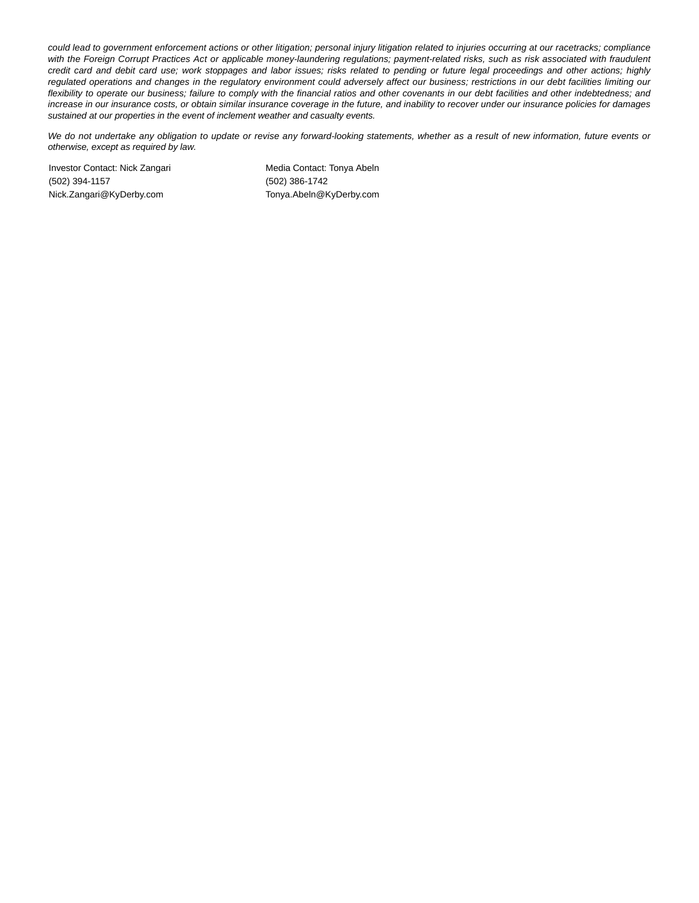*could lead to government enforcement actions or other litigation; personal injury litigation related to injuries occurring at our racetracks; compliance with the Foreign Corrupt Practices Act or applicable money-laundering regulations; payment-related risks, such as risk associated with fraudulent credit card and debit card use; work stoppages and labor issues; risks related to pending or future legal proceedings and other actions; highly regulated operations and changes in the regulatory environment could adversely affect our business; restrictions in our debt facilities limiting our flexibility to operate our business; failure to comply with the financial ratios and other covenants in our debt facilities and other indebtedness; and increase in our insurance costs, or obtain similar insurance coverage in the future, and inability to recover under our insurance policies for damages sustained at our properties in the event of inclement weather and casualty events.*

*We do not undertake any obligation to update or revise any forward-looking statements, whether as a result of new information, future events or otherwise, except as required by law.*

| | |
|---|---|
| Investor Contact: Nick Zangari | Media Contact: Tonya Abeln |
| (502) 394-1157 | (502) 386-1742 |
| Nick.Zangari@KyDerby.com | Tonya.Abeln@KyDerby.com |